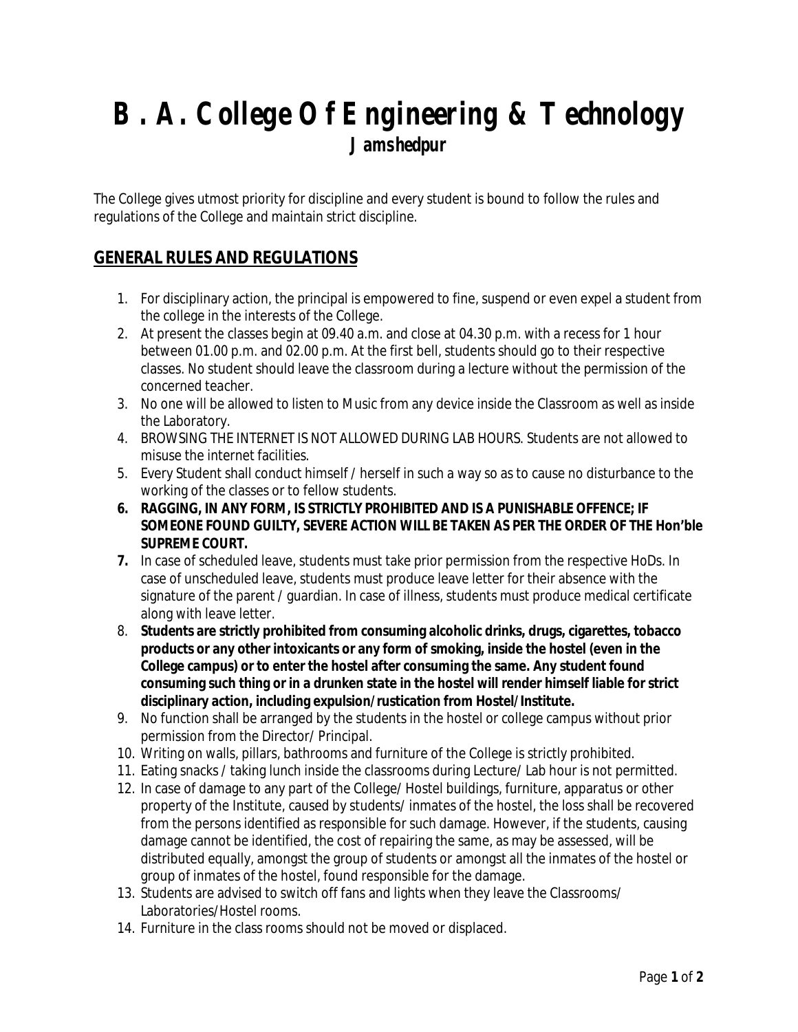# B. A. College Of Engineering & Technology

## Jamshedpur

The College gives utmost priority for discipline and every student is bound to follow the rules and regulations of the College and maintain strict discipline.

## GENERAL RULES AND REGULATIONS

1. For disciplinary action, the principal is empowered to fine, suspend or even expel a student from the college in the interests of the College.
2. At present the classes begin at 09.40 a.m. and close at 04.30 p.m. with a recess for 1 hour between 01.00 p.m. and 02.00 p.m. At the first bell, students should go to their respective classes. No student should leave the classroom during a lecture without the permission of the concerned teacher.
3. No one will be allowed to listen to Music from any device inside the Classroom as well as inside the Laboratory.
4. BROWSING THE INTERNET IS NOT ALLOWED DURING LAB HOURS. Students are not allowed to misuse the internet facilities.
5. Every Student shall conduct himself / herself in such a way so as to cause no disturbance to the working of the classes or to fellow students.
6. **RAGGING, IN ANY FORM, IS STRICTLY PROHIBITED AND IS A PUNISHABLE OFFENCE; IF SOMEONE FOUND GUILTY, SEVERE ACTION WILL BE TAKEN AS PER THE ORDER OF THE Hon'ble SUPREME COURT.**
7. In case of scheduled leave, students must take prior permission from the respective HoDs. In case of unscheduled leave, students must produce leave letter for their absence with the signature of the parent / guardian. In case of illness, students must produce medical certificate along with leave letter.
8. **Students are strictly prohibited from consuming alcoholic drinks, drugs, cigarettes, tobacco products or any other intoxicants or any form of smoking, inside the hostel (even in the College campus) or to enter the hostel after consuming the same. Any student found consuming such thing or in a drunken state in the hostel will render himself liable for strict disciplinary action, including expulsion/rustication from Hostel/Institute.**
9. No function shall be arranged by the students in the hostel or college campus without prior permission from the Director/ Principal.
10. Writing on walls, pillars, bathrooms and furniture of the College is strictly prohibited.
11. Eating snacks / taking lunch inside the classrooms during Lecture/ Lab hour is not permitted.
12. In case of damage to any part of the College/ Hostel buildings, furniture, apparatus or other property of the Institute, caused by students/ inmates of the hostel, the loss shall be recovered from the persons identified as responsible for such damage. However, if the students, causing damage cannot be identified, the cost of repairing the same, as may be assessed, will be distributed equally, amongst the group of students or amongst all the inmates of the hostel or group of inmates of the hostel, found responsible for the damage.
13. Students are advised to switch off fans and lights when they leave the Classrooms/ Laboratories/Hostel rooms.
14. Furniture in the class rooms should not be moved or displaced.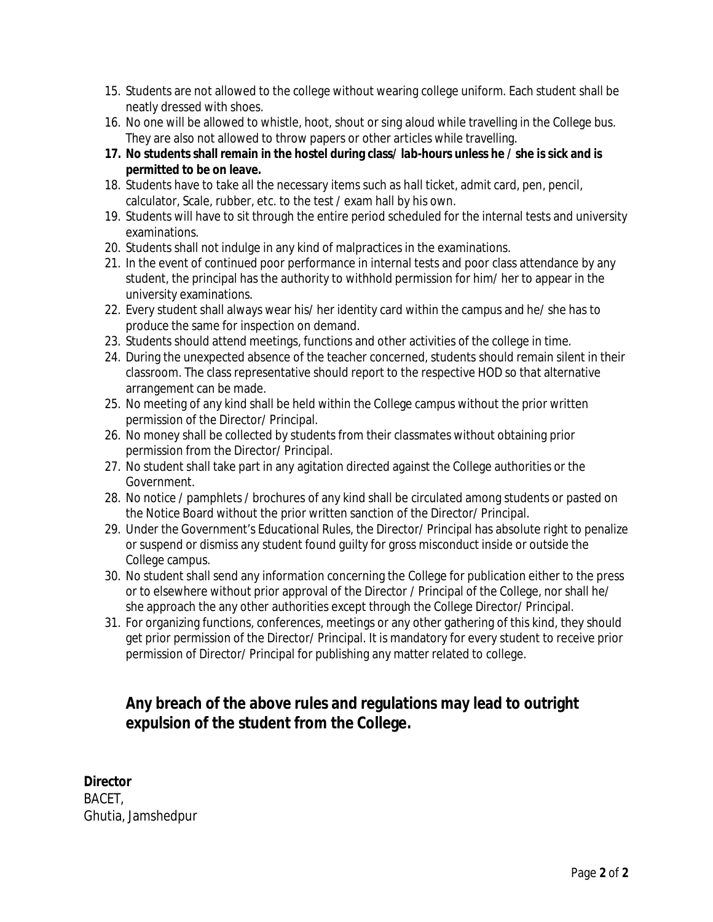15. Students are not allowed to the college without wearing college uniform. Each student shall be neatly dressed with shoes.
16. No one will be allowed to whistle, hoot, shout or sing aloud while travelling in the College bus. They are also not allowed to throw papers or other articles while travelling.
17. **No students shall remain in the hostel during class/ lab-hours unless he / she is sick and is permitted to be on leave.**
18. Students have to take all the necessary items such as hall ticket, admit card, pen, pencil, calculator, Scale, rubber, etc. to the test / exam hall by his own.
19. Students will have to sit through the entire period scheduled for the internal tests and university examinations.
20. Students shall not indulge in any kind of malpractices in the examinations.
21. In the event of continued poor performance in internal tests and poor class attendance by any student, the principal has the authority to withhold permission for him/ her to appear in the university examinations.
22. Every student shall always wear his/ her identity card within the campus and he/ she has to produce the same for inspection on demand.
23. Students should attend meetings, functions and other activities of the college in time.
24. During the unexpected absence of the teacher concerned, students should remain silent in their classroom. The class representative should report to the respective HOD so that alternative arrangement can be made.
25. No meeting of any kind shall be held within the College campus without the prior written permission of the Director/ Principal.
26. No money shall be collected by students from their classmates without obtaining prior permission from the Director/ Principal.
27. No student shall take part in any agitation directed against the College authorities or the Government.
28. No notice / pamphlets / brochures of any kind shall be circulated among students or pasted on the Notice Board without the prior written sanction of the Director/ Principal.
29. Under the Government's Educational Rules, the Director/ Principal has absolute right to penalize or suspend or dismiss any student found guilty for gross misconduct inside or outside the College campus.
30. No student shall send any information concerning the College for publication either to the press or to elsewhere without prior approval of the Director / Principal of the College, nor shall he/ she approach the any other authorities except through the College Director/ Principal.
31. For organizing functions, conferences, meetings or any other gathering of this kind, they should get prior permission of the Director/ Principal. It is mandatory for every student to receive prior permission of Director/ Principal for publishing any matter related to college.

**Any breach of the above rules and regulations may lead to outright expulsion of the student from the College.**

**Director**
BACET,
Ghutia, Jamshedpur